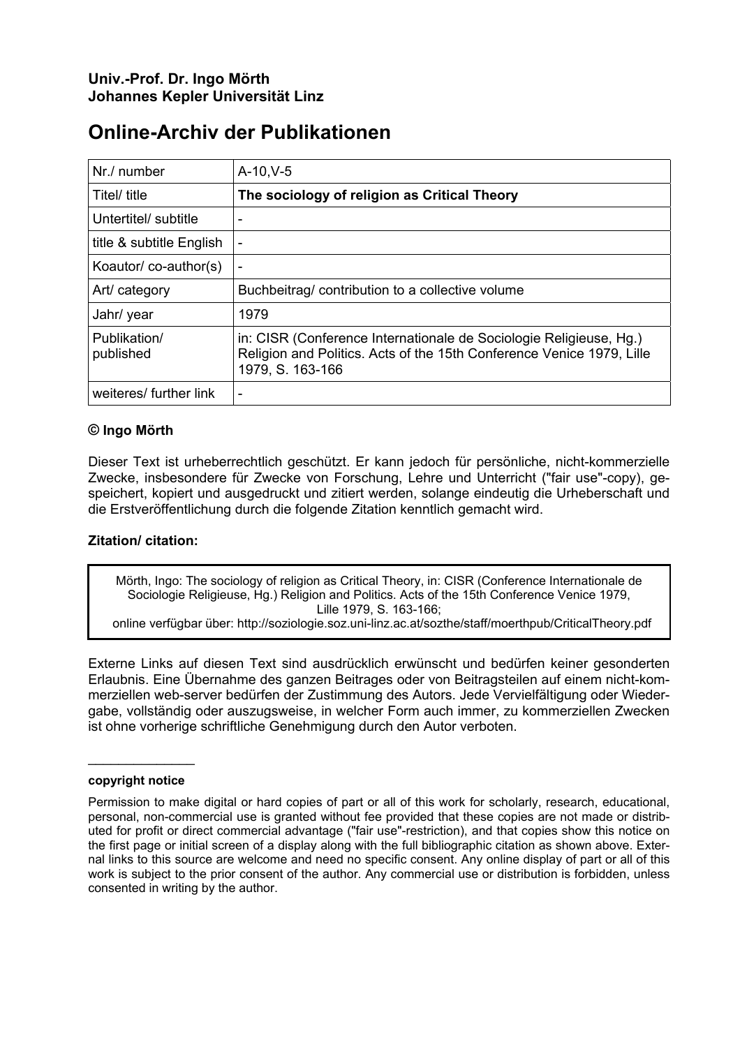**Univ.-Prof. Dr. Ingo Mörth**
**Johannes Kepler Universität Linz**

# Online-Archiv der Publikationen

| Nr./ number | A-10,V-5 |
|---|---|
| Titel/ title | **The sociology of religion as Critical Theory** |
| Untertitel/ subtitle | - |
| title & subtitle English | - |
| Koautor/ co-author(s) | - |
| Art/ category | Buchbeitrag/ contribution to a collective volume |
| Jahr/ year | 1979 |
| Publikation/ published | in: CISR (Conference Internationale de Sociologie Religieuse, Hg.) Religion and Politics. Acts of the 15th Conference Venice 1979, Lille 1979, S. 163-166 |
| weiteres/ further link | - |

**© Ingo Mörth**

Dieser Text ist urheberrechtlich geschützt. Er kann jedoch für persönliche, nicht-kommerzielle Zwecke, insbesondere für Zwecke von Forschung, Lehre und Unterricht ("fair use"-copy), gespeichert, kopiert und ausgedruckt und zitiert werden, solange eindeutig die Urheberschaft und die Erstveröffentlichung durch die folgende Zitation kenntlich gemacht wird.

**Zitation/ citation:**

> Mörth, Ingo: The sociology of religion as Critical Theory, in: CISR (Conference Internationale de Sociologie Religieuse, Hg.) Religion and Politics. Acts of the 15th Conference Venice 1979, Lille 1979, S. 163-166;
> online verfügbar über: http://soziologie.soz.uni-linz.ac.at/sozthe/staff/moerthpub/CriticalTheory.pdf

Externe Links auf diesen Text sind ausdrücklich erwünscht und bedürfen keiner gesonderten Erlaubnis. Eine Übernahme des ganzen Beitrages oder von Beitragsteilen auf einem nicht-kommerziellen web-server bedürfen der Zustimmung des Autors. Jede Vervielfältigung oder Wiedergabe, vollständig oder auszugsweise, in welcher Form auch immer, zu kommerziellen Zwecken ist ohne vorherige schriftliche Genehmigung durch den Autor verboten.

---

**copyright notice**

Permission to make digital or hard copies of part or all of this work for scholarly, research, educational, personal, non-commercial use is granted without fee provided that these copies are not made or distributed for profit or direct commercial advantage ("fair use"-restriction), and that copies show this notice on the first page or initial screen of a display along with the full bibliographic citation as shown above. External links to this source are welcome and need no specific consent. Any online display of part or all of this work is subject to the prior consent of the author. Any commercial use or distribution is forbidden, unless consented in writing by the author.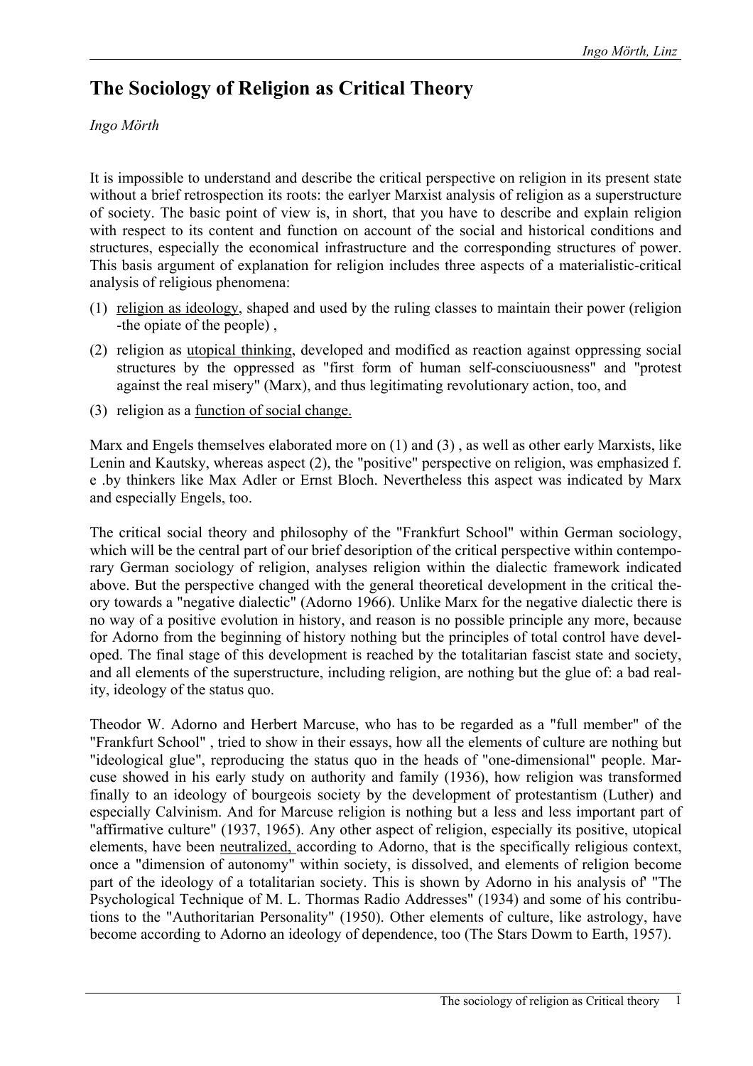# The Sociology of Religion as Critical Theory

*Ingo Mörth*

It is impossible to understand and describe the critical perspective on religion in its present state without a brief retrospection its roots: the earlyer Marxist analysis of religion as a superstructure of society. The basic point of view is, in short, that you have to describe and explain religion with respect to its content and function on account of the social and historical conditions and structures, especially the economical infrastructure and the corresponding structures of power. This basis argument of explanation for religion includes three aspects of a materialistic-critical analysis of religious phenomena:

(1) <u>religion as ideology</u>, shaped and used by the ruling classes to maintain their power (religion -the opiate of the people) ,

(2) religion as <u>utopical thinking</u>, developed and modificd as reaction against oppressing social structures by the oppressed as "first form of human self-consciuousness" and "protest against the real misery" (Marx), and thus legitimating revolutionary action, too, and

(3) religion as a <u>function of social change.</u>

Marx and Engels themselves elaborated more on (1) and (3) , as well as other early Marxists, like Lenin and Kautsky, whereas aspect (2), the "positive" perspective on religion, was emphasized f. e .by thinkers like Max Adler or Ernst Bloch. Nevertheless this aspect was indicated by Marx and especially Engels, too.

The critical social theory and philosophy of the "Frankfurt School" within German sociology, which will be the central part of our brief desoription of the critical perspective within contemporary German sociology of religion, analyses religion within the dialectic framework indicated above. But the perspective changed with the general theoretical development in the critical theory towards a "negative dialectic" (Adorno 1966). Unlike Marx for the negative dialectic there is no way of a positive evolution in history, and reason is no possible principle any more, because for Adorno from the beginning of history nothing but the principles of total control have developed. The final stage of this development is reached by the totalitarian fascist state and society, and all elements of the superstructure, including religion, are nothing but the glue of: a bad reality, ideology of the status quo.

Theodor W. Adorno and Herbert Marcuse, who has to be regarded as a "full member" of the "Frankfurt School" , tried to show in their essays, how all the elements of culture are nothing but "ideological glue", reproducing the status quo in the heads of "one-dimensional" people. Marcuse showed in his early study on authority and family (1936), how religion was transformed finally to an ideology of bourgeois society by the development of protestantism (Luther) and especially Calvinism. And for Marcuse religion is nothing but a less and less important part of "affirmative culture" (1937, 1965). Any other aspect of religion, especially its positive, utopical elements, have been <u>neutralized,</u> according to Adorno, that is the specifically religious context, once a "dimension of autonomy" within society, is dissolved, and elements of religion become part of the ideology of a totalitarian society. This is shown by Adorno in his analysis of' "The Psychological Technique of M. L. Thormas Radio Addresses" (1934) and some of his contributions to the "Authoritarian Personality" (1950). Other elements of culture, like astrology, have become according to Adorno an ideology of dependence, too (The Stars Dowm to Earth, 1957).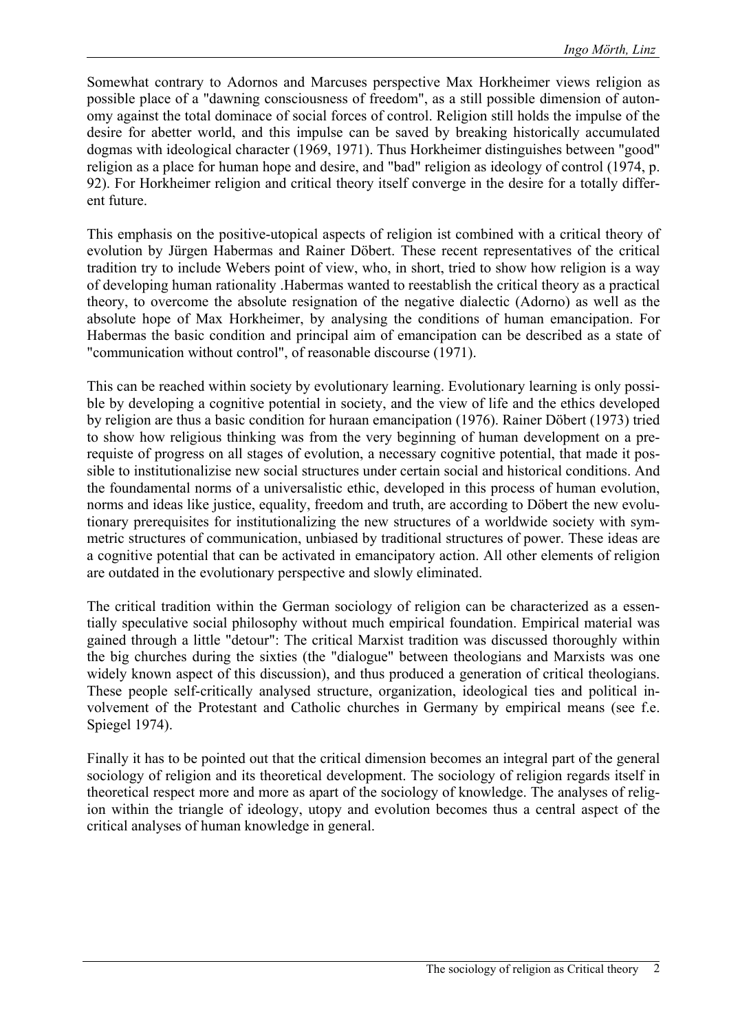Somewhat contrary to Adornos and Marcuses perspective Max Horkheimer views religion as possible place of a "dawning consciousness of freedom", as a still possible dimension of autonomy against the total dominace of social forces of control. Religion still holds the impulse of the desire for abetter world, and this impulse can be saved by breaking historically accumulated dogmas with ideological character (1969, 1971). Thus Horkheimer distinguishes between "good" religion as a place for human hope and desire, and "bad" religion as ideology of control (1974, p. 92). For Horkheimer religion and critical theory itself converge in the desire for a totally different future.

This emphasis on the positive-utopical aspects of religion ist combined with a critical theory of evolution by Jürgen Habermas and Rainer Döbert. These recent representatives of the critical tradition try to include Webers point of view, who, in short, tried to show how religion is a way of developing human rationality .Habermas wanted to reestablish the critical theory as a practical theory, to overcome the absolute resignation of the negative dialectic (Adorno) as well as the absolute hope of Max Horkheimer, by analysing the conditions of human emancipation. For Habermas the basic condition and principal aim of emancipation can be described as a state of "communication without control", of reasonable discourse (1971).

This can be reached within society by evolutionary learning. Evolutionary learning is only possible by developing a cognitive potential in society, and the view of life and the ethics developed by religion are thus a basic condition for huraan emancipation (1976). Rainer Döbert (1973) tried to show how religious thinking was from the very beginning of human development on a prerequiste of progress on all stages of evolution, a necessary cognitive potential, that made it possible to institutionalizise new social structures under certain social and historical conditions. And the foundamental norms of a universalistic ethic, developed in this process of human evolution, norms and ideas like justice, equality, freedom and truth, are according to Döbert the new evolutionary prerequisites for institutionalizing the new structures of a worldwide society with symmetric structures of communication, unbiased by traditional structures of power. These ideas are a cognitive potential that can be activated in emancipatory action. All other elements of religion are outdated in the evolutionary perspective and slowly eliminated.

The critical tradition within the German sociology of religion can be characterized as a essentially speculative social philosophy without much empirical foundation. Empirical material was gained through a little "detour": The critical Marxist tradition was discussed thoroughly within the big churches during the sixties (the "dialogue" between theologians and Marxists was one widely known aspect of this discussion), and thus produced a generation of critical theologians. These people self-critically analysed structure, organization, ideological ties and political involvement of the Protestant and Catholic churches in Germany by empirical means (see f.e. Spiegel 1974).

Finally it has to be pointed out that the critical dimension becomes an integral part of the general sociology of religion and its theoretical development. The sociology of religion regards itself in theoretical respect more and more as apart of the sociology of knowledge. The analyses of religion within the triangle of ideology, utopy and evolution becomes thus a central aspect of the critical analyses of human knowledge in general.